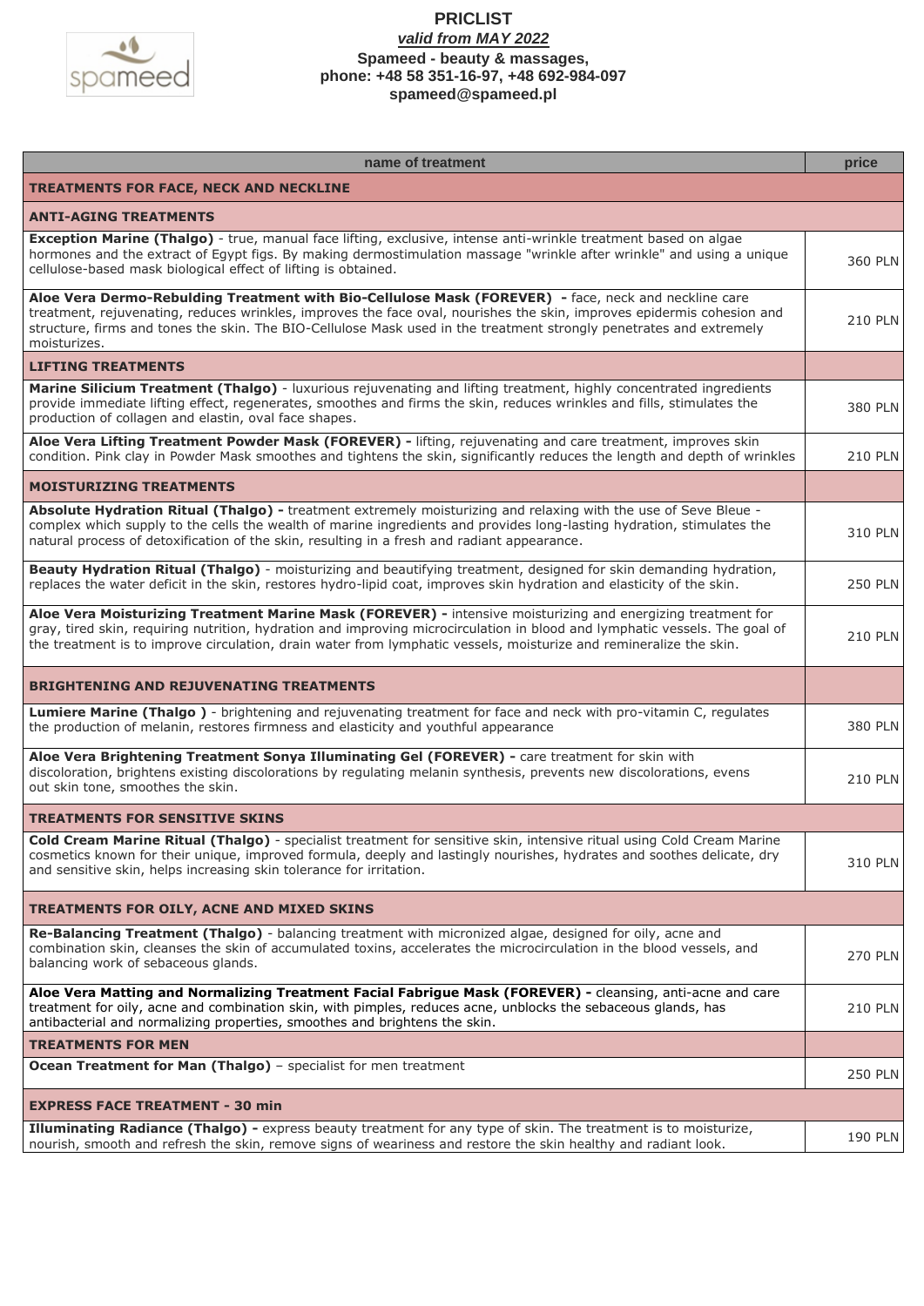# PRICLIST

***valid from MAY 2022***

**Spameed - beauty & massages,**
**phone: +48 58 351-16-97, +48 692-984-097**
**spameed@spameed.pl**

| name of treatment | price |
|---|---|
| **TREATMENTS FOR FACE, NECK AND NECKLINE** | |
| **ANTI-AGING TREATMENTS** | |
| **Exception Marine (Thalgo)** - true, manual face lifting, exclusive, intense anti-wrinkle treatment based on algae hormones and the extract of Egypt figs. By making dermostimulation massage "wrinkle after wrinkle" and using a unique cellulose-based mask biological effect of lifting is obtained. | 360 PLN |
| **Aloe Vera Dermo-Rebulding Treatment with Bio-Cellulose Mask (FOREVER) -** face, neck and neckline care treatment, rejuvenating, reduces wrinkles, improves the face oval, nourishes the skin, improves epidermis cohesion and structure, firms and tones the skin. The BIO-Cellulose Mask used in the treatment strongly penetrates and extremely moisturizes. | 210 PLN |
| **LIFTING TREATMENTS** | |
| **Marine Silicium Treatment (Thalgo)** - luxurious rejuvenating and lifting treatment, highly concentrated ingredients provide immediate lifting effect, regenerates, smoothes and firms the skin, reduces wrinkles and fills, stimulates the production of collagen and elastin, oval face shapes. | 380 PLN |
| **Aloe Vera Lifting Treatment Powder Mask (FOREVER) -** lifting, rejuvenating and care treatment, improves skin condition. Pink clay in Powder Mask smoothes and tightens the skin, significantly reduces the length and depth of wrinkles | 210 PLN |
| **MOISTURIZING TREATMENTS** | |
| **Absolute Hydration Ritual (Thalgo) -** treatment extremely moisturizing and relaxing with the use of Seve Bleue - complex which supply to the cells the wealth of marine ingredients and provides long-lasting hydration, stimulates the natural process of detoxification of the skin, resulting in a fresh and radiant appearance. | 310 PLN |
| **Beauty Hydration Ritual (Thalgo)** - moisturizing and beautifying treatment, designed for skin demanding hydration, replaces the water deficit in the skin, restores hydro-lipid coat, improves skin hydration and elasticity of the skin. | 250 PLN |
| **Aloe Vera Moisturizing Treatment Marine Mask (FOREVER) -** intensive moisturizing and energizing treatment for gray, tired skin, requiring nutrition, hydration and improving microcirculation in blood and lymphatic vessels. The goal of the treatment is to improve circulation, drain water from lymphatic vessels, moisturize and remineralize the skin. | 210 PLN |
| **BRIGHTENING AND REJUVENATING TREATMENTS** | |
| **Lumiere Marine (Thalgo )** - brightening and rejuvenating treatment for face and neck with pro-vitamin C, regulates the production of melanin, restores firmness and elasticity and youthful appearance | 380 PLN |
| **Aloe Vera Brightening Treatment Sonya Illuminating Gel (FOREVER) -** care treatment for skin with discoloration, brightens existing discolorations by regulating melanin synthesis, prevents new discolorations, evens out skin tone, smoothes the skin. | 210 PLN |
| **TREATMENTS FOR SENSITIVE SKINS** | |
| **Cold Cream Marine Ritual (Thalgo)** - specialist treatment for sensitive skin, intensive ritual using Cold Cream Marine cosmetics known for their unique, improved formula, deeply and lastingly nourishes, hydrates and soothes delicate, dry and sensitive skin, helps increasing skin tolerance for irritation. | 310 PLN |
| **TREATMENTS FOR OILY, ACNE AND MIXED SKINS** | |
| **Re-Balancing Treatment (Thalgo)** - balancing treatment with micronized algae, designed for oily, acne and combination skin, cleanses the skin of accumulated toxins, accelerates the microcirculation in the blood vessels, and balancing work of sebaceous glands. | 270 PLN |
| **Aloe Vera Matting and Normalizing Treatment Facial Fabrigue Mask (FOREVER) -** cleansing, anti-acne and care treatment for oily, acne and combination skin, with pimples, reduces acne, unblocks the sebaceous glands, has antibacterial and normalizing properties, smoothes and brightens the skin. | 210 PLN |
| **TREATMENTS FOR MEN** | |
| **Ocean Treatment for Man (Thalgo)** – specialist for men treatment | 250 PLN |
| **EXPRESS FACE TREATMENT - 30 min** | |
| **Illuminating Radiance (Thalgo) -** express beauty treatment for any type of skin. The treatment is to moisturize, nourish, smooth and refresh the skin, remove signs of weariness and restore the skin healthy and radiant look. | 190 PLN |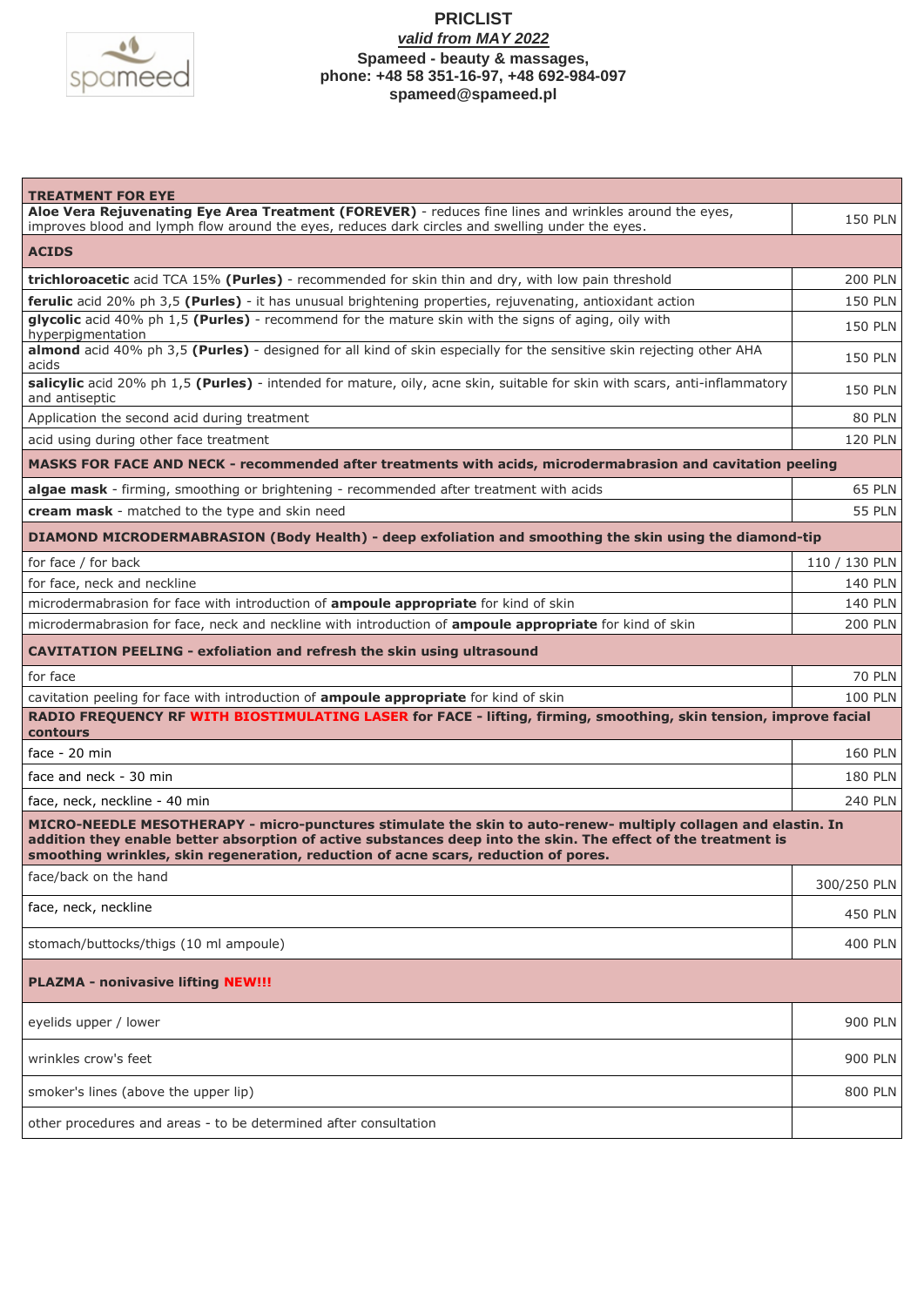**PRICLIST**
***valid from MAY 2022***
**Spameed - beauty & massages,**
**phone: +48 58 351-16-97, +48 692-984-097**
**spameed@spameed.pl**

| **TREATMENT FOR EYE** | |
|---|---|
| **Aloe Vera Rejuvenating Eye Area Treatment (FOREVER)** - reduces fine lines and wrinkles around the eyes, improves blood and lymph flow around the eyes, reduces dark circles and swelling under the eyes. | 150 PLN |
| **ACIDS** | |
| **trichloroacetic** acid TCA 15% **(Purles)** - recommended for skin thin and dry, with low pain threshold | 200 PLN |
| **ferulic** acid 20% ph 3,5 **(Purles)** - it has unusual brightening properties, rejuvenating, antioxidant action | 150 PLN |
| **glycolic** acid 40% ph 1,5 **(Purles)** - recommend for the mature skin with the signs of aging, oily with hyperpigmentation | 150 PLN |
| **almond** acid 40% ph 3,5 **(Purles)** - designed for all kind of skin especially for the sensitive skin rejecting other AHA acids | 150 PLN |
| **salicylic** acid 20% ph 1,5 **(Purles)** - intended for mature, oily, acne skin, suitable for skin with scars, anti-inflammatory and antiseptic | 150 PLN |
| Application the second acid during treatment | 80 PLN |
| acid using during other face treatment | 120 PLN |
| **MASKS FOR FACE AND NECK - recommended after treatments with acids, microdermabrasion and cavitation peeling** | |
| **algae mask** - firming, smoothing or brightening - recommended after treatment with acids | 65 PLN |
| **cream mask** - matched to the type and skin need | 55 PLN |
| **DIAMOND MICRODERMABRASION (Body Health) - deep exfoliation and smoothing the skin using the diamond-tip** | |
| for face / for back | 110 / 130 PLN |
| for face, neck and neckline | 140 PLN |
| microdermabrasion for face with introduction of **ampoule appropriate** for kind of skin | 140 PLN |
| microdermabrasion for face, neck and neckline with introduction of **ampoule appropriate** for kind of skin | 200 PLN |
| **CAVITATION PEELING - exfoliation and refresh the skin using ultrasound** | |
| for face | 70 PLN |
| cavitation peeling for face with introduction of **ampoule appropriate** for kind of skin | 100 PLN |
| **RADIO FREQUENCY RF WITH BIOSTIMULATING LASER for FACE - lifting, firming, smoothing, skin tension, improve facial contours** | |
| face - 20 min | 160 PLN |
| face and neck - 30 min | 180 PLN |
| face, neck, neckline - 40 min | 240 PLN |
| **MICRO-NEEDLE MESOTHERAPY - micro-punctures stimulate the skin to auto-renew- multiply collagen and elastin. In addition they enable better absorption of active substances deep into the skin. The effect of the treatment is smoothing wrinkles, skin regeneration, reduction of acne scars, reduction of pores.** | |
| face/back on the hand | 300/250 PLN |
| face, neck, neckline | 450 PLN |
| stomach/buttocks/thigs (10 ml ampoule) | 400 PLN |
| **PLAZMA - nonivasive lifting NEW!!!** | |
| eyelids upper / lower | 900 PLN |
| wrinkles crow's feet | 900 PLN |
| smoker's lines (above the upper lip) | 800 PLN |
| other procedures and areas - to be determined after consultation | |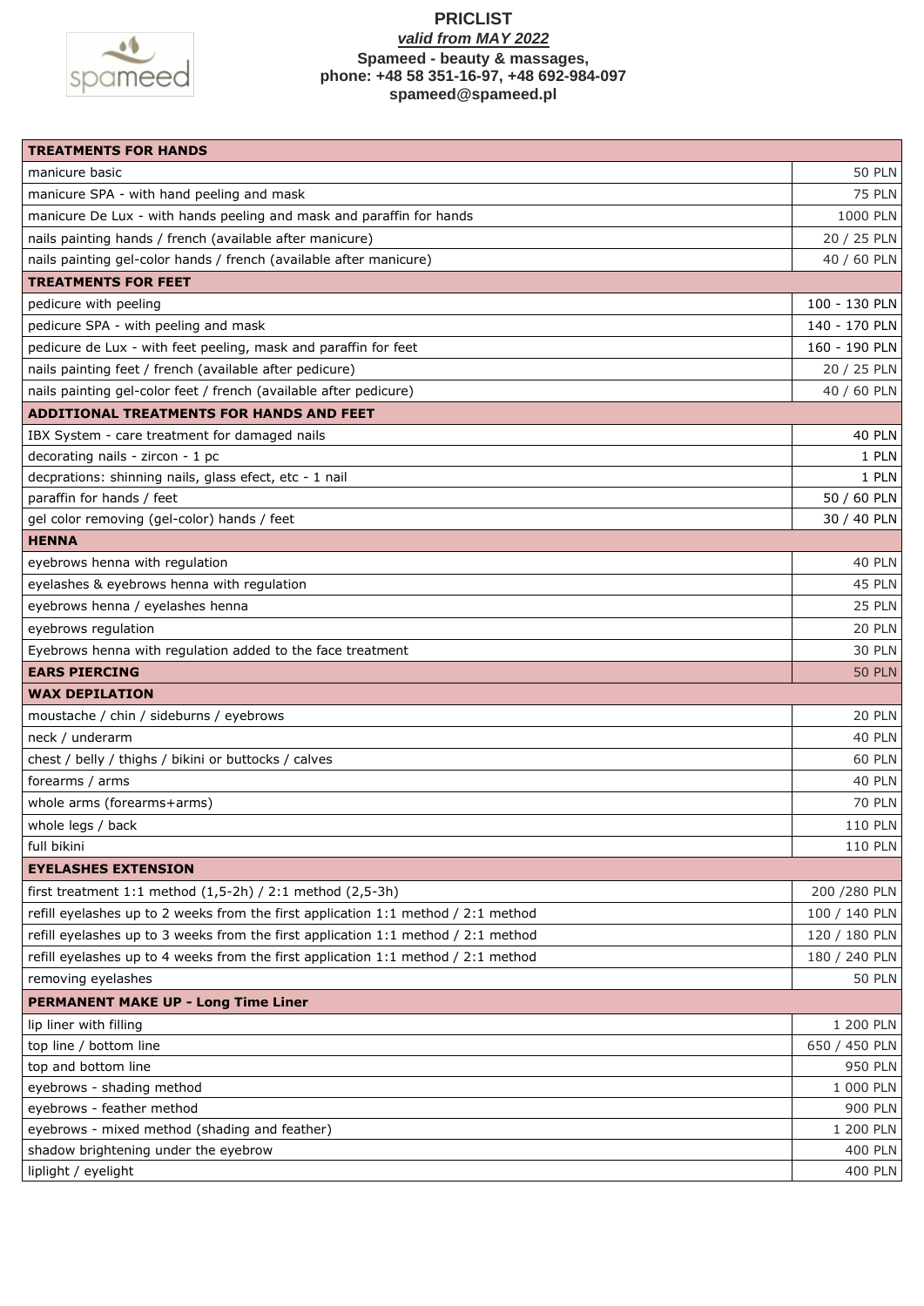# PRICLIST

***valid from MAY 2022***

**Spameed - beauty & massages,**
**phone: +48 58 351-16-97, +48 692-984-097**
**spameed@spameed.pl**

| **TREATMENTS FOR HANDS** | |
|---|---|
| manicure basic | 50 PLN |
| manicure SPA - with hand peeling and mask | 75 PLN |
| manicure De Lux - with hands peeling and mask and paraffin for hands | 1000 PLN |
| nails painting hands / french (available after manicure) | 20 / 25 PLN |
| nails painting gel-color hands / french (available after manicure) | 40 / 60 PLN |
| **TREATMENTS FOR FEET** | |
| pedicure with peeling | 100 - 130 PLN |
| pedicure SPA - with peeling and mask | 140 - 170 PLN |
| pedicure de Lux - with feet peeling, mask and paraffin for feet | 160 - 190 PLN |
| nails painting feet / french (available after pedicure) | 20 / 25 PLN |
| nails painting gel-color feet / french (available after pedicure) | 40 / 60 PLN |
| **ADDITIONAL TREATMENTS FOR HANDS AND FEET** | |
| IBX System - care treatment for damaged nails | 40 PLN |
| decorating nails - zircon - 1 pc | 1 PLN |
| decprations: shinning nails, glass efect, etc - 1 nail | 1 PLN |
| paraffin for hands / feet | 50 / 60 PLN |
| gel color removing (gel-color) hands / feet | 30 / 40 PLN |
| **HENNA** | |
| eyebrows henna with regulation | 40 PLN |
| eyelashes & eyebrows henna with regulation | 45 PLN |
| eyebrows henna / eyelashes henna | 25 PLN |
| eyebrows regulation | 20 PLN |
| Eyebrows henna with regulation added to the face treatment | 30 PLN |
| **EARS PIERCING** | 50 PLN |
| **WAX DEPILATION** | |
| moustache / chin / sideburns / eyebrows | 20 PLN |
| neck / underarm | 40 PLN |
| chest / belly / thighs / bikini or buttocks / calves | 60 PLN |
| forearms / arms | 40 PLN |
| whole arms (forearms+arms) | 70 PLN |
| whole legs / back | 110 PLN |
| full bikini | 110 PLN |
| **EYELASHES EXTENSION** | |
| first treatment 1:1 method (1,5-2h) / 2:1 method (2,5-3h) | 200 /280 PLN |
| refill eyelashes up to 2 weeks from the first application 1:1 method / 2:1 method | 100 / 140 PLN |
| refill eyelashes up to 3 weeks from the first application 1:1 method / 2:1 method | 120 / 180 PLN |
| refill eyelashes up to 4 weeks from the first application 1:1 method / 2:1 method | 180 / 240 PLN |
| removing eyelashes | 50 PLN |
| **PERMANENT MAKE UP - Long Time Liner** | |
| lip liner with filling | 1 200 PLN |
| top line / bottom line | 650 / 450 PLN |
| top and bottom line | 950 PLN |
| eyebrows - shading method | 1 000 PLN |
| eyebrows - feather method | 900 PLN |
| eyebrows - mixed method (shading and feather) | 1 200 PLN |
| shadow brightening under the eyebrow | 400 PLN |
| liplight / eyelight | 400 PLN |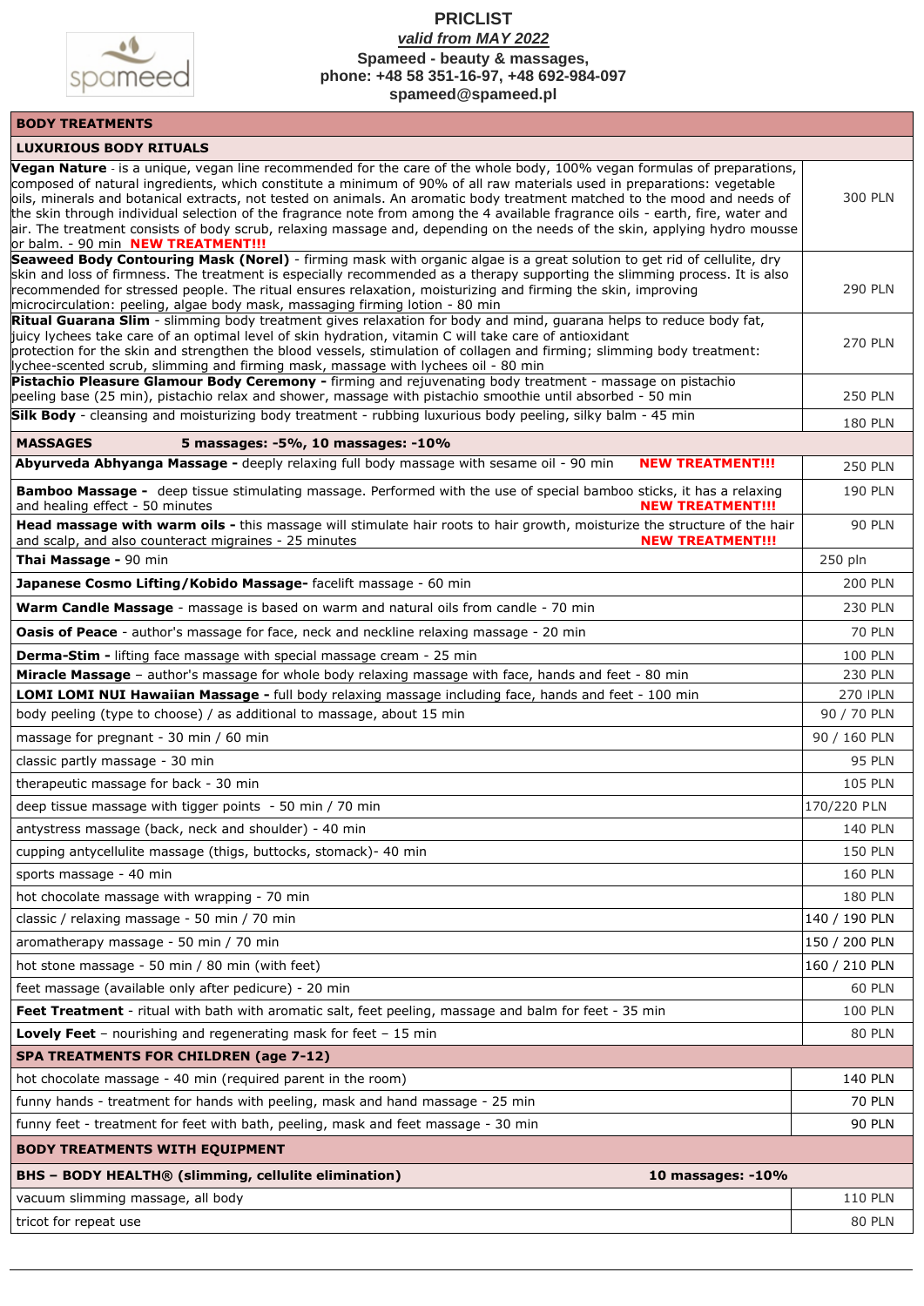# PRICLIST

***valid from MAY 2022***

**Spameed - beauty & massages,**
**phone: +48 58 351-16-97, +48 692-984-097**
**spameed@spameed.pl**

| **BODY TREATMENTS** | |
|---|---|
| **LUXURIOUS BODY RITUALS** | |
| **Vegan Nature** - is a unique, vegan line recommended for the care of the whole body, 100% vegan formulas of preparations, composed of natural ingredients, which constitute a minimum of 90% of all raw materials used in preparations: vegetable oils, minerals and botanical extracts, not tested on animals. An aromatic body treatment matched to the mood and needs of the skin through individual selection of the fragrance note from among the 4 available fragrance oils - earth, fire, water and air. The treatment consists of body scrub, relaxing massage and, depending on the needs of the skin, applying hydro mousse or balm. - 90 min **NEW TREATMENT!!!** | 300 PLN |
| **Seaweed Body Contouring Mask (Norel)** - firming mask with organic algae is a great solution to get rid of cellulite, dry skin and loss of firmness. The treatment is especially recommended as a therapy supporting the slimming process. It is also recommended for stressed people. The ritual ensures relaxation, moisturizing and firming the skin, improving microcirculation: peeling, algae body mask, massaging firming lotion - 80 min | 290 PLN |
| **Ritual Guarana Slim** - slimming body treatment gives relaxation for body and mind, guarana helps to reduce body fat, juicy lychees take care of an optimal level of skin hydration, vitamin C will take care of antioxidant protection for the skin and strengthen the blood vessels, stimulation of collagen and firming; slimming body treatment: lychee-scented scrub, slimming and firming mask, massage with lychees oil - 80 min | 270 PLN |
| **Pistachio Pleasure Glamour Body Ceremony -** firming and rejuvenating body treatment - massage on pistachio peeling base (25 min), pistachio relax and shower, massage with pistachio smoothie until absorbed - 50 min | 250 PLN |
| **Silk Body** - cleansing and moisturizing body treatment - rubbing luxurious body peeling, silky balm - 45 min | 180 PLN |
| **MASSAGES** **5 massages: -5%, 10 massages: -10%** | |
| **Abyurveda Abhyanga Massage -** deeply relaxing full body massage with sesame oil - 90 min **NEW TREATMENT!!!** | 250 PLN |
| **Bamboo Massage -** deep tissue stimulating massage. Performed with the use of special bamboo sticks, it has a relaxing and healing effect - 50 minutes **NEW TREATMENT!!!** | 190 PLN |
| **Head massage with warm oils -** this massage will stimulate hair roots to hair growth, moisturize the structure of the hair and scalp, and also counteract migraines - 25 minutes **NEW TREATMENT!!!** | 90 PLN |
| **Thai Massage -** 90 min | 250 pln |
| **Japanese Cosmo Lifting/Kobido Massage-** facelift massage - 60 min | 200 PLN |
| **Warm Candle Massage** - massage is based on warm and natural oils from candle - 70 min | 230 PLN |
| **Oasis of Peace** - author's massage for face, neck and neckline relaxing massage - 20 min | 70 PLN |
| **Derma-Stim -** lifting face massage with special massage cream - 25 min | 100 PLN |
| **Miracle Massage** – author's massage for whole body relaxing massage with face, hands and feet - 80 min | 230 PLN |
| **LOMI LOMI NUI Hawaiian Massage -** full body relaxing massage including face, hands and feet - 100 min | 270 IPLN |
| body peeling (type to choose) / as additional to massage, about 15 min | 90 / 70 PLN |
| massage for pregnant - 30 min / 60 min | 90 / 160 PLN |
| classic partly massage - 30 min | 95 PLN |
| therapeutic massage for back - 30 min | 105 PLN |
| deep tissue massage with tigger points - 50 min / 70 min | 170/220 PLN |
| antystress massage (back, neck and shoulder) - 40 min | 140 PLN |
| cupping antycellulite massage (thigs, buttocks, stomack)- 40 min | 150 PLN |
| sports massage - 40 min | 160 PLN |
| hot chocolate massage with wrapping - 70 min | 180 PLN |
| classic / relaxing massage - 50 min / 70 min | 140 / 190 PLN |
| aromatherapy massage - 50 min / 70 min | 150 / 200 PLN |
| hot stone massage - 50 min / 80 min (with feet) | 160 / 210 PLN |
| feet massage (available only after pedicure) - 20 min | 60 PLN |
| **Feet Treatment** - ritual with bath with aromatic salt, feet peeling, massage and balm for feet - 35 min | 100 PLN |
| **Lovely Feet** – nourishing and regenerating mask for feet – 15 min | 80 PLN |
| **SPA TREATMENTS FOR CHILDREN (age 7-12)** | |
| hot chocolate massage - 40 min (required parent in the room) | 140 PLN |
| funny hands - treatment for hands with peeling, mask and hand massage - 25 min | 70 PLN |
| funny feet - treatment for feet with bath, peeling, mask and feet massage - 30 min | 90 PLN |
| **BODY TREATMENTS WITH EQUIPMENT** | |
| **BHS – BODY HEALTH® (slimming, cellulite elimination)** **10 massages: -10%** | |
| vacuum slimming massage, all body | 110 PLN |
| tricot for repeat use | 80 PLN |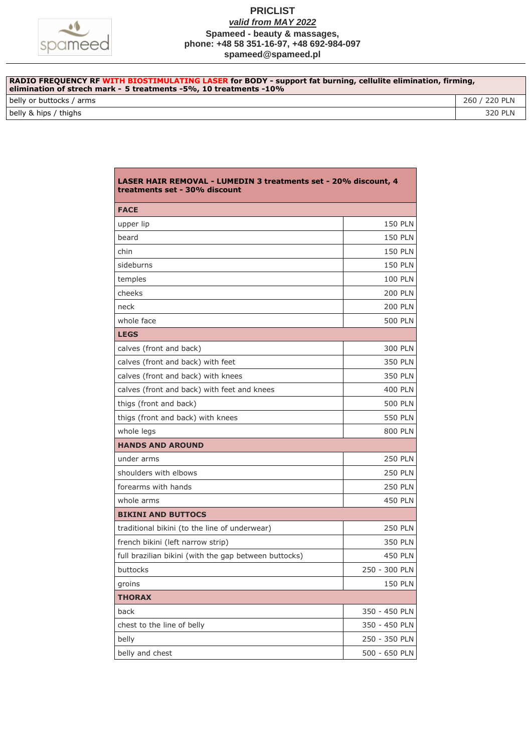spameed

# PRICLIST

***valid from MAY 2022***

**Spameed - beauty & massages,**
**phone: +48 58 351-16-97, +48 692-984-097**
**spameed@spameed.pl**

| **RADIO FREQUENCY RF WITH BIOSTIMULATING LASER for BODY - support fat burning, cellulite elimination, firming, elimination of strech mark - 5 treatments -5%, 10 treatments -10%** | |
|---|---|
| belly or buttocks / arms | 260 / 220 PLN |
| belly & hips / thighs | 320 PLN |

| **LASER HAIR REMOVAL - LUMEDIN 3 treatments set - 20% discount, 4 treatments set - 30% discount** | |
|---|---|
| **FACE** | |
| upper lip | 150 PLN |
| beard | 150 PLN |
| chin | 150 PLN |
| sideburns | 150 PLN |
| temples | 100 PLN |
| cheeks | 200 PLN |
| neck | 200 PLN |
| whole face | 500 PLN |
| **LEGS** | |
| calves (front and back) | 300 PLN |
| calves (front and back) with feet | 350 PLN |
| calves (front and back) with knees | 350 PLN |
| calves (front and back) with feet and knees | 400 PLN |
| thigs (front and back) | 500 PLN |
| thigs (front and back) with knees | 550 PLN |
| whole legs | 800 PLN |
| **HANDS AND AROUND** | |
| under arms | 250 PLN |
| shoulders with elbows | 250 PLN |
| forearms with hands | 250 PLN |
| whole arms | 450 PLN |
| **BIKINI AND BUTTOCS** | |
| traditional bikini (to the line of underwear) | 250 PLN |
| french bikini (left narrow strip) | 350 PLN |
| full brazilian bikini (with the gap between buttocks) | 450 PLN |
| buttocks | 250 - 300 PLN |
| groins | 150 PLN |
| **THORAX** | |
| back | 350 - 450 PLN |
| chest to the line of belly | 350 - 450 PLN |
| belly | 250 - 350 PLN |
| belly and chest | 500 - 650 PLN |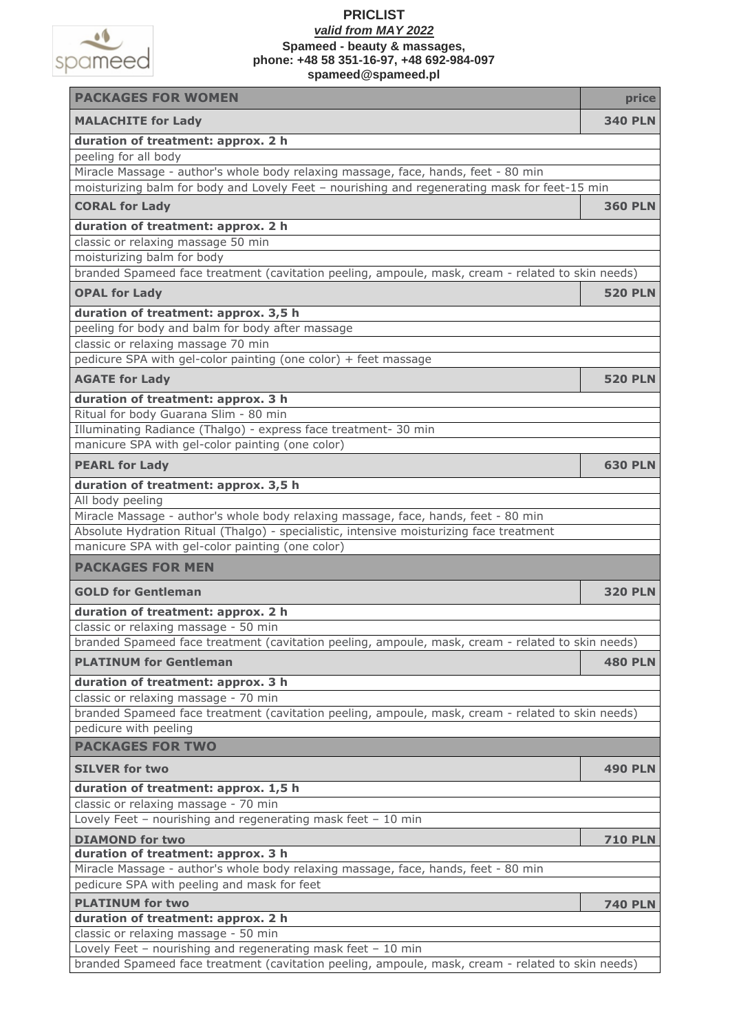**PRICLIST**
***valid from MAY 2022***
**Spameed - beauty & massages,**
**phone: +48 58 351-16-97, +48 692-984-097**
**spameed@spameed.pl**

| PACKAGES FOR WOMEN | price |
|---|---|
| **MALACHITE for Lady** | **340 PLN** |
| **duration of treatment: approx. 2 h** | |
| peeling for all body | |
| Miracle Massage - author's whole body relaxing massage, face, hands, feet - 80 min | |
| moisturizing balm for body and Lovely Feet – nourishing and regenerating mask for feet-15 min | |
| **CORAL for Lady** | **360 PLN** |
| **duration of treatment: approx. 2 h** | |
| classic or relaxing massage 50 min | |
| moisturizing balm for body | |
| branded Spameed face treatment (cavitation peeling, ampoule, mask, cream - related to skin needs) | |
| **OPAL for Lady** | **520 PLN** |
| **duration of treatment: approx. 3,5 h** | |
| peeling for body and balm for body after massage | |
| classic or relaxing massage 70 min | |
| pedicure SPA with gel-color painting (one color) + feet massage | |
| **AGATE for Lady** | **520 PLN** |
| **duration of treatment: approx. 3 h** | |
| Ritual for body Guarana Slim - 80 min | |
| Illuminating Radiance (Thalgo) - express face treatment- 30 min | |
| manicure SPA with gel-color painting (one color) | |
| **PEARL for Lady** | **630 PLN** |
| **duration of treatment: approx. 3,5 h** | |
| All body peeling | |
| Miracle Massage - author's whole body relaxing massage, face, hands, feet - 80 min | |
| Absolute Hydration Ritual (Thalgo) - specialistic, intensive moisturizing face treatment | |
| manicure SPA with gel-color painting (one color) | |
| **PACKAGES FOR MEN** | |
| **GOLD for Gentleman** | **320 PLN** |
| **duration of treatment: approx. 2 h** | |
| classic or relaxing massage - 50 min | |
| branded Spameed face treatment (cavitation peeling, ampoule, mask, cream - related to skin needs) | |
| **PLATINUM for Gentleman** | **480 PLN** |
| **duration of treatment: approx. 3 h** | |
| classic or relaxing massage - 70 min | |
| branded Spameed face treatment (cavitation peeling, ampoule, mask, cream - related to skin needs) | |
| pedicure with peeling | |
| **PACKAGES FOR TWO** | |
| **SILVER for two** | **490 PLN** |
| **duration of treatment: approx. 1,5 h** | |
| classic or relaxing massage - 70 min | |
| Lovely Feet – nourishing and regenerating mask feet – 10 min | |
| **DIAMOND for two** | **710 PLN** |
| **duration of treatment: approx. 3 h** | |
| Miracle Massage - author's whole body relaxing massage, face, hands, feet - 80 min | |
| pedicure SPA with peeling and mask for feet | |
| **PLATINUM for two** | **740 PLN** |
| **duration of treatment: approx. 2 h** | |
| classic or relaxing massage - 50 min | |
| Lovely Feet – nourishing and regenerating mask feet – 10 min | |
| branded Spameed face treatment (cavitation peeling, ampoule, mask, cream - related to skin needs) | |